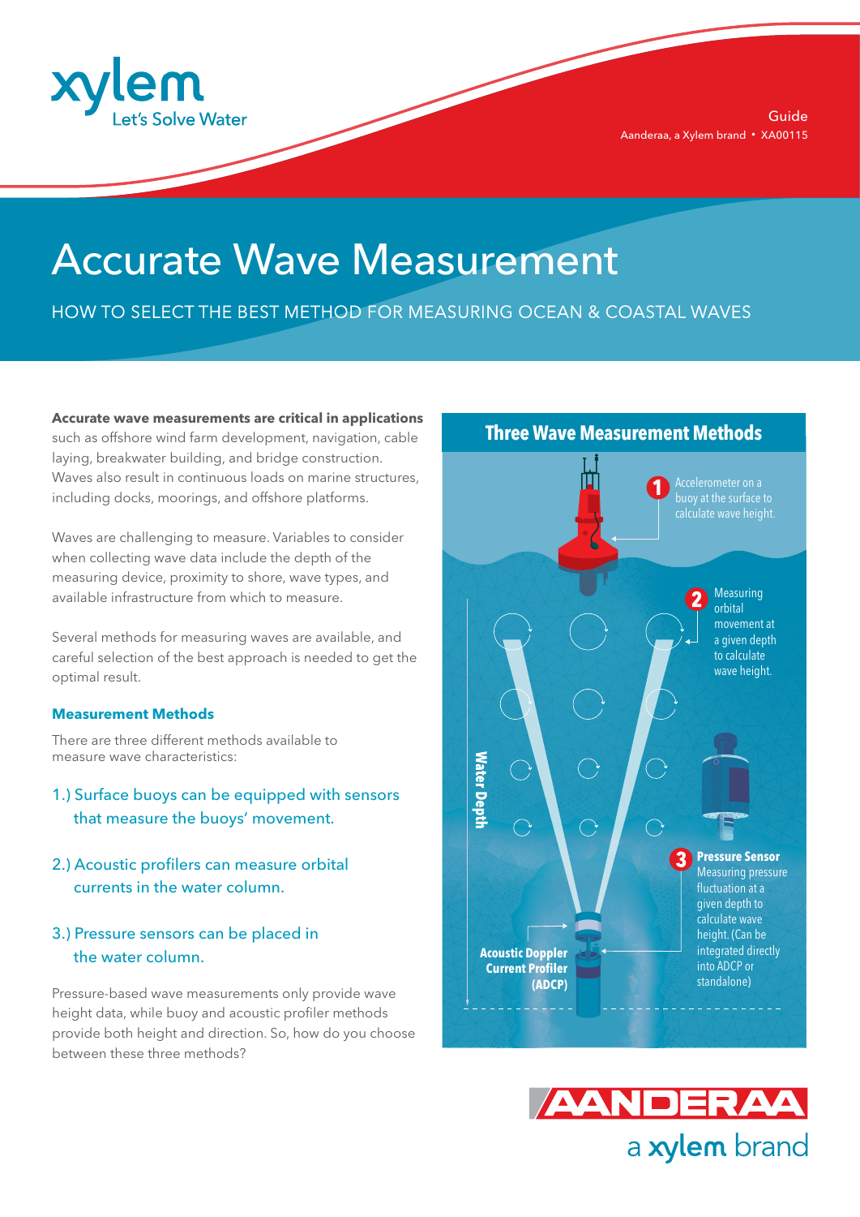# Accurate Wave Measurement

HOW TO SELECT THE BEST METHOD FOR MEASURING OCEAN & COASTAL WAVES

**Accurate wave measurements are critical in applications** such as offshore wind farm development, navigation, cable laying, breakwater building, and bridge construction. Waves also result in continuous loads on marine structures, including docks, moorings, and offshore platforms.

Waves are challenging to measure. Variables to consider when collecting wave data include the depth of the measuring device, proximity to shore, wave types, and available infrastructure from which to measure.

Several methods for measuring waves are available, and careful selection of the best approach is needed to get the optimal result.

### Measurement Methods

There are three different methods available to measure wave characteristics:

1.) Surface buoys can be equipped with sensors that measure the buoys' movement.

2.) Acoustic profilers can measure orbital currents in the water column.

3.) Pressure sensors can be placed in the water column.

Pressure-based wave measurements only provide wave height data, while buoy and acoustic profiler methods provide both height and direction. So, how do you choose between these three methods?

### Three Wave Measurement Methods

1. Accelerometer on a buoy at the surface to calculate wave height.
2. Measuring orbital movement at a given depth to calculate wave height.
3. **Pressure Sensor** Measuring pressure fluctuation at a given depth to calculate wave height. (Can be integrated directly into ADCP or standalone)

**Acoustic Doppler Current Profiler (ADCP)**

**Water Depth**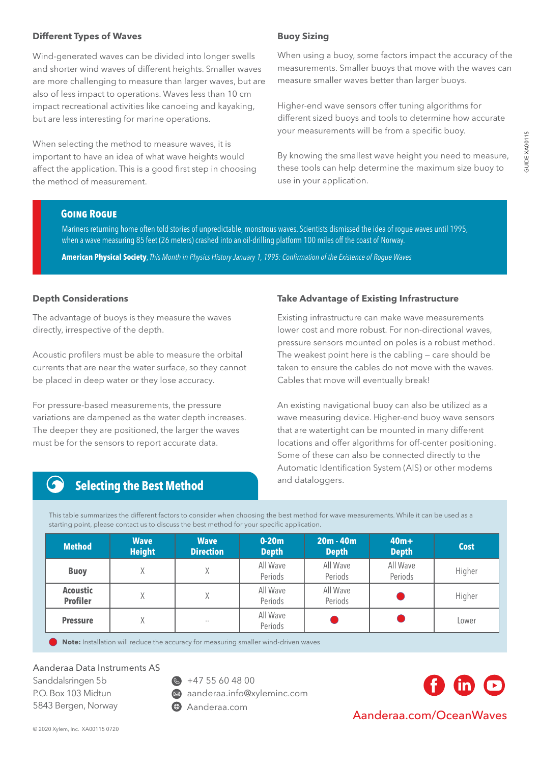## Different Types of Waves

Wind-generated waves can be divided into longer swells and shorter wind waves of different heights. Smaller waves are more challenging to measure than larger waves, but are also of less impact to operations. Waves less than 10 cm impact recreational activities like canoeing and kayaking, but are less interesting for marine operations.

When selecting the method to measure waves, it is important to have an idea of what wave heights would affect the application. This is a good first step in choosing the method of measurement.

## Buoy Sizing

When using a buoy, some factors impact the accuracy of the measurements. Smaller buoys that move with the waves can measure smaller waves better than larger buoys.

Higher-end wave sensors offer tuning algorithms for different sized buoys and tools to determine how accurate your measurements will be from a specific buoy.

By knowing the smallest wave height you need to measure, these tools can help determine the maximum size buoy to use in your application.

### Going Rogue

Mariners returning home often told stories of unpredictable, monstrous waves. Scientists dismissed the idea of rogue waves until 1995, when a wave measuring 85 feet (26 meters) crashed into an oil-drilling platform 100 miles off the coast of Norway.

**American Physical Society**, *This Month in Physics History January 1, 1995: Confirmation of the Existence of Rogue Waves*

## Depth Considerations

The advantage of buoys is they measure the waves directly, irrespective of the depth.

Acoustic profilers must be able to measure the orbital currents that are near the water surface, so they cannot be placed in deep water or they lose accuracy.

For pressure-based measurements, the pressure variations are dampened as the water depth increases. The deeper they are positioned, the larger the waves must be for the sensors to report accurate data.

## Take Advantage of Existing Infrastructure

Existing infrastructure can make wave measurements lower cost and more robust. For non-directional waves, pressure sensors mounted on poles is a robust method. The weakest point here is the cabling – care should be taken to ensure the cables do not move with the waves. Cables that move will eventually break!

An existing navigational buoy can also be utilized as a wave measuring device. Higher-end buoy wave sensors that are watertight can be mounted in many different locations and offer algorithms for off-center positioning. Some of these can also be connected directly to the Automatic Identification System (AIS) or other modems and dataloggers.

## Selecting the Best Method

This table summarizes the different factors to consider when choosing the best method for wave measurements. While it can be used as a starting point, please contact us to discuss the best method for your specific application.

| Method | Wave Height | Wave Direction | 0-20m Depth | 20m - 40m Depth | 40m+ Depth | Cost |
|---|---|---|---|---|---|---|
| Buoy | X | X | All Wave Periods | All Wave Periods | All Wave Periods | Higher |
| Acoustic Profiler | X | X | All Wave Periods | All Wave Periods | ● | Higher |
| Pressure | X | -- | All Wave Periods | ● | ● | Lower |

● **Note:** Installation will reduce the accuracy for measuring smaller wind-driven waves

Aanderaa Data Instruments AS
Sanddalsringen 5b
P.O. Box 103 Midtun
5843 Bergen, Norway

+47 55 60 48 00
aanderaa.info@xyleminc.com
Aanderaa.com

Aanderaa.com/OceanWaves

© 2020 Xylem, Inc. XA00115 0720